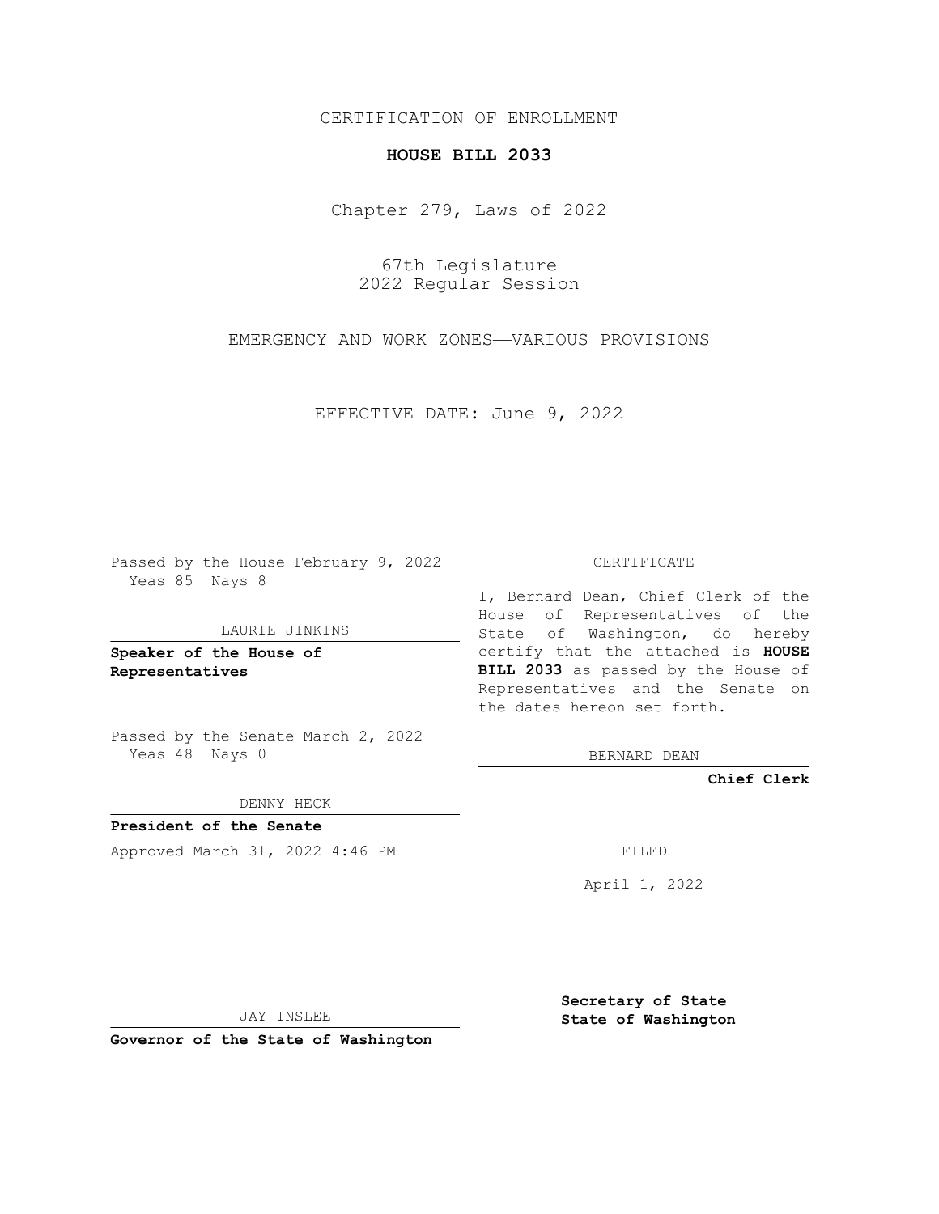CERTIFICATION OF ENROLLMENT

**HOUSE BILL 2033**

Chapter 279, Laws of 2022

67th Legislature
2022 Regular Session

EMERGENCY AND WORK ZONES—VARIOUS PROVISIONS

EFFECTIVE DATE: June 9, 2022

Passed by the House February 9, 2022
Yeas 85 Nays 8

LAURIE JINKINS

**Speaker of the House of Representatives**

Passed by the Senate March 2, 2022
Yeas 48 Nays 0

DENNY HECK

**President of the Senate**

Approved March 31, 2022 4:46 PM

JAY INSLEE

**Governor of the State of Washington**

CERTIFICATE

I, Bernard Dean, Chief Clerk of the House of Representatives of the State of Washington, do hereby certify that the attached is **HOUSE BILL 2033** as passed by the House of Representatives and the Senate on the dates hereon set forth.

BERNARD DEAN

**Chief Clerk**

FILED

April 1, 2022

**Secretary of State State of Washington**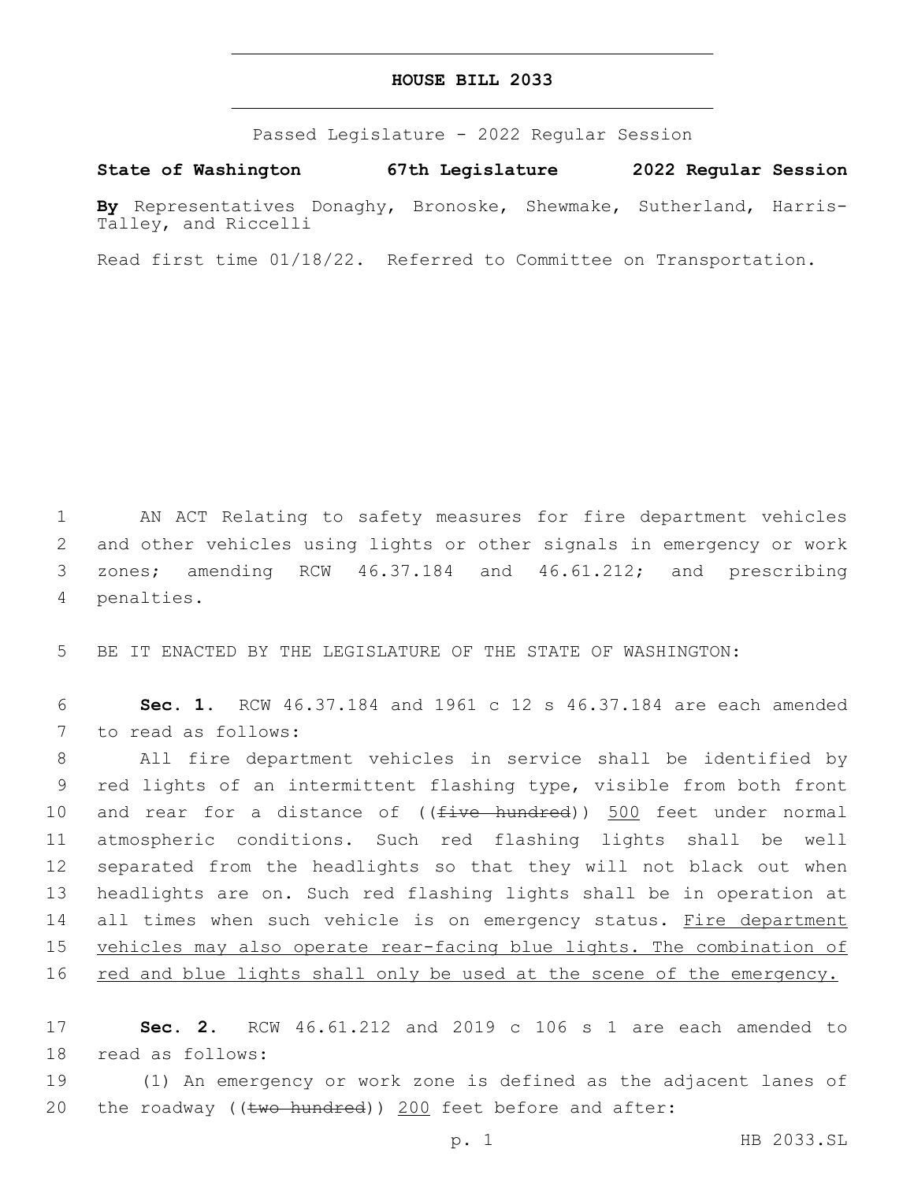**HOUSE BILL 2033**

Passed Legislature - 2022 Regular Session

**State of Washington 67th Legislature 2022 Regular Session**

**By** Representatives Donaghy, Bronoske, Shewmake, Sutherland, Harris-Talley, and Riccelli

Read first time 01/18/22. Referred to Committee on Transportation.

AN ACT Relating to safety measures for fire department vehicles and other vehicles using lights or other signals in emergency or work zones; amending RCW 46.37.184 and 46.61.212; and prescribing penalties.

BE IT ENACTED BY THE LEGISLATURE OF THE STATE OF WASHINGTON:

**Sec. 1.** RCW 46.37.184 and 1961 c 12 s 46.37.184 are each amended to read as follows:

All fire department vehicles in service shall be identified by red lights of an intermittent flashing type, visible from both front and rear for a distance of ((~~five hundred~~)) <u>500</u> feet under normal atmospheric conditions. Such red flashing lights shall be well separated from the headlights so that they will not black out when headlights are on. Such red flashing lights shall be in operation at all times when such vehicle is on emergency status. <u>Fire department vehicles may also operate rear-facing blue lights. The combination of red and blue lights shall only be used at the scene of the emergency.</u>

**Sec. 2.** RCW 46.61.212 and 2019 c 106 s 1 are each amended to read as follows:

(1) An emergency or work zone is defined as the adjacent lanes of the roadway ((~~two hundred~~)) <u>200</u> feet before and after: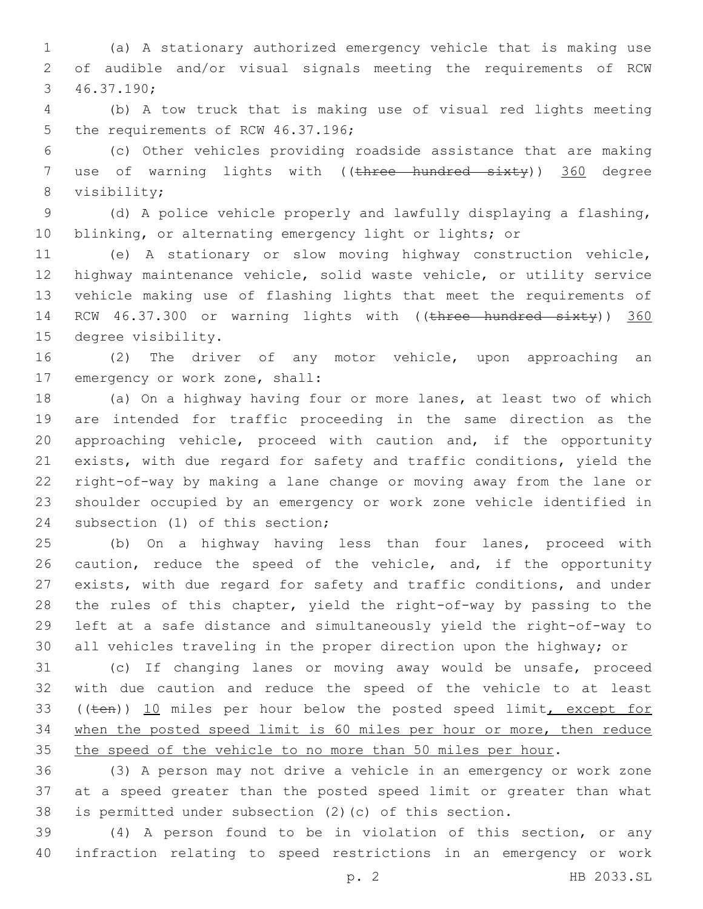(a) A stationary authorized emergency vehicle that is making use of audible and/or visual signals meeting the requirements of RCW 46.37.190;

(b) A tow truck that is making use of visual red lights meeting the requirements of RCW 46.37.196;

(c) Other vehicles providing roadside assistance that are making use of warning lights with ((~~three hundred sixty~~)) <u>360</u> degree visibility;

(d) A police vehicle properly and lawfully displaying a flashing, blinking, or alternating emergency light or lights; or

(e) A stationary or slow moving highway construction vehicle, highway maintenance vehicle, solid waste vehicle, or utility service vehicle making use of flashing lights that meet the requirements of RCW 46.37.300 or warning lights with ((~~three hundred sixty~~)) <u>360</u> degree visibility.

(2) The driver of any motor vehicle, upon approaching an emergency or work zone, shall:

(a) On a highway having four or more lanes, at least two of which are intended for traffic proceeding in the same direction as the approaching vehicle, proceed with caution and, if the opportunity exists, with due regard for safety and traffic conditions, yield the right-of-way by making a lane change or moving away from the lane or shoulder occupied by an emergency or work zone vehicle identified in subsection (1) of this section;

(b) On a highway having less than four lanes, proceed with caution, reduce the speed of the vehicle, and, if the opportunity exists, with due regard for safety and traffic conditions, and under the rules of this chapter, yield the right-of-way by passing to the left at a safe distance and simultaneously yield the right-of-way to all vehicles traveling in the proper direction upon the highway; or

(c) If changing lanes or moving away would be unsafe, proceed with due caution and reduce the speed of the vehicle to at least ((~~ten~~)) <u>10</u> miles per hour below the posted speed limit<u>, except for when the posted speed limit is 60 miles per hour or more, then reduce the speed of the vehicle to no more than 50 miles per hour</u>.

(3) A person may not drive a vehicle in an emergency or work zone at a speed greater than the posted speed limit or greater than what is permitted under subsection (2)(c) of this section.

(4) A person found to be in violation of this section, or any infraction relating to speed restrictions in an emergency or work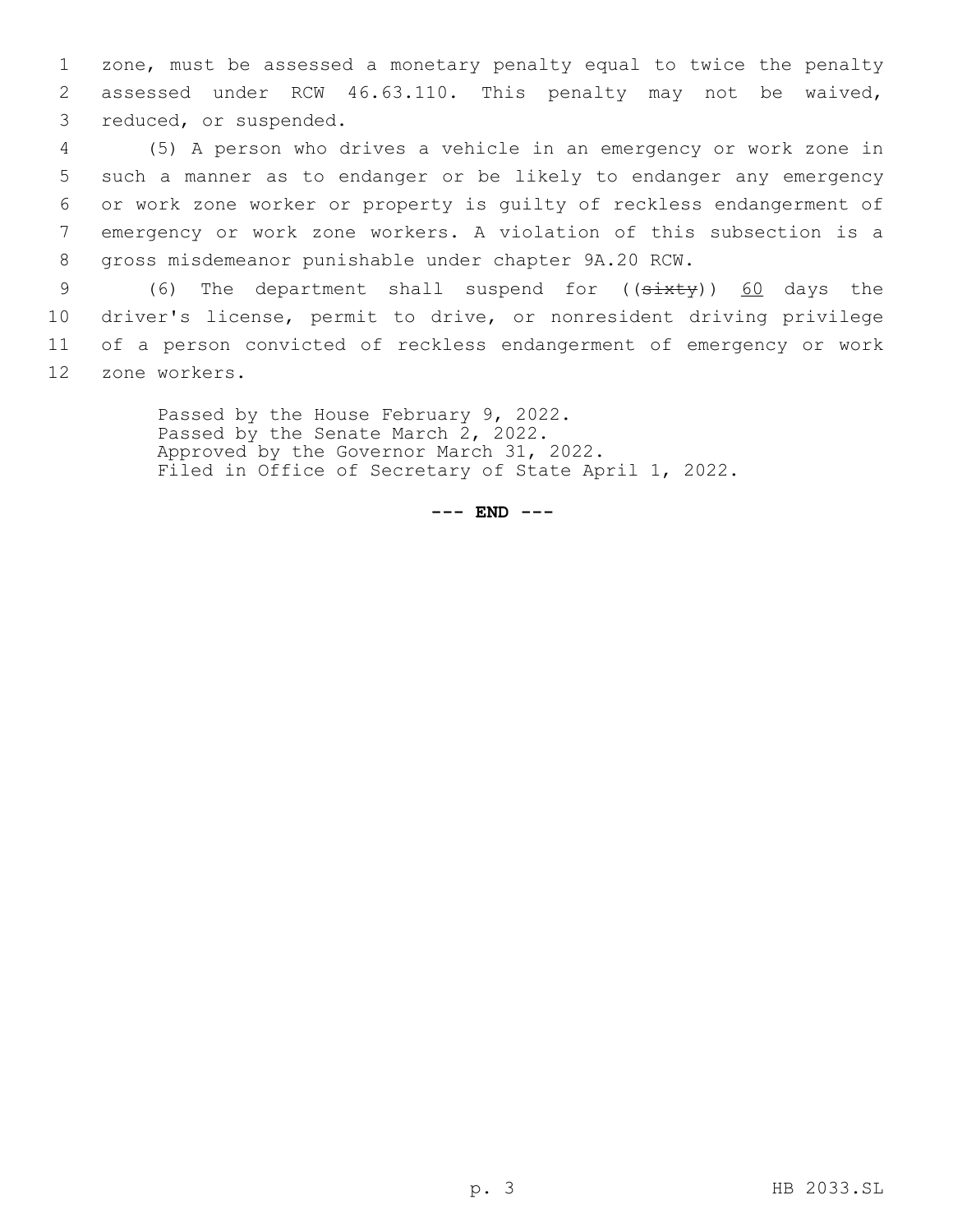zone, must be assessed a monetary penalty equal to twice the penalty assessed under RCW 46.63.110. This penalty may not be waived, reduced, or suspended.

(5) A person who drives a vehicle in an emergency or work zone in such a manner as to endanger or be likely to endanger any emergency or work zone worker or property is guilty of reckless endangerment of emergency or work zone workers. A violation of this subsection is a gross misdemeanor punishable under chapter 9A.20 RCW.

(6) The department shall suspend for ((~~sixty~~)) <u>60</u> days the driver's license, permit to drive, or nonresident driving privilege of a person convicted of reckless endangerment of emergency or work zone workers.

Passed by the House February 9, 2022.
Passed by the Senate March 2, 2022.
Approved by the Governor March 31, 2022.
Filed in Office of Secretary of State April 1, 2022.

**--- END ---**